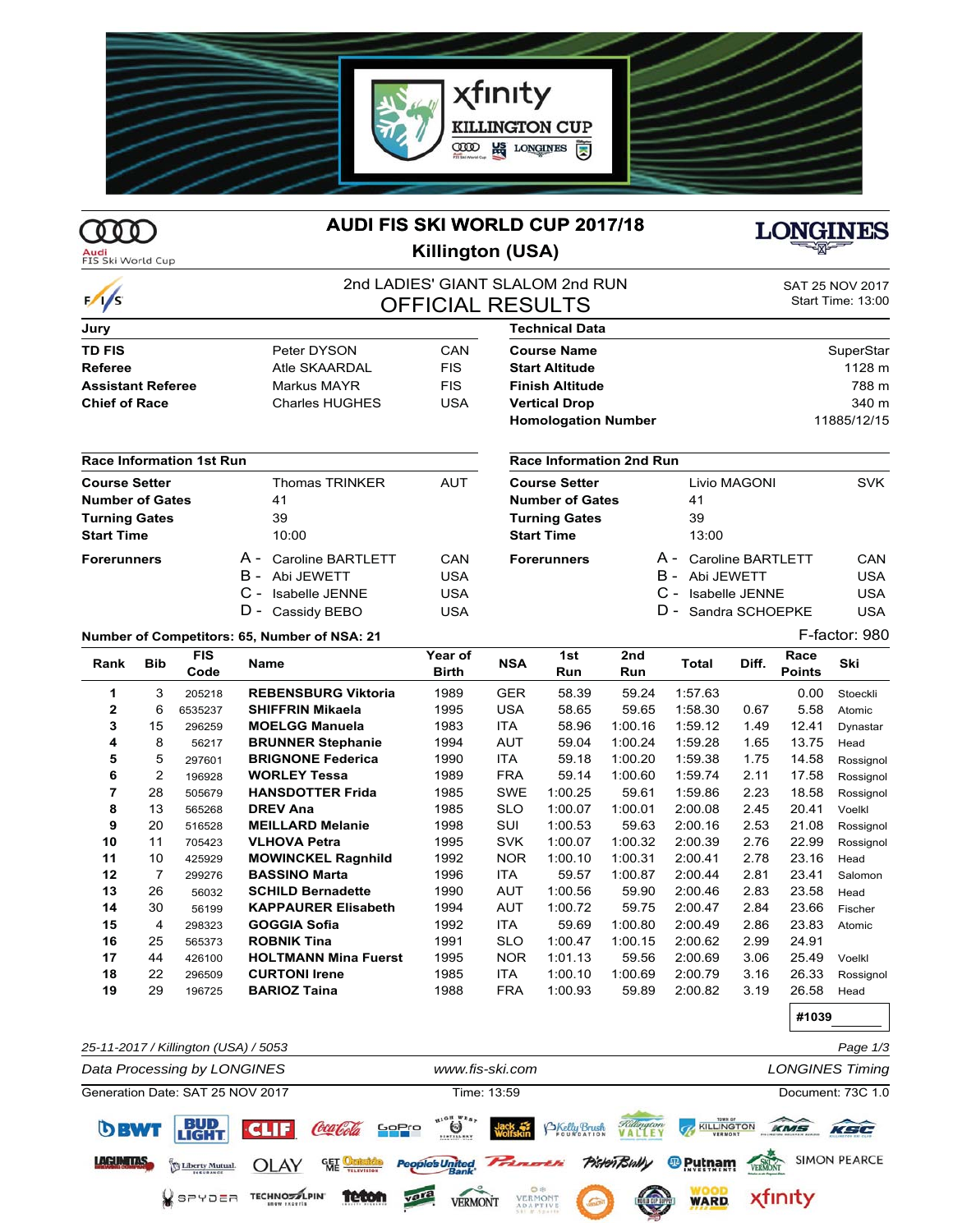# AUDI FIS SKI WORLD CUP 2017/18

## Killington (USA)

2nd LADIES' GIANT SLALOM 2nd RUN

OFFICIAL RESULTS

SAT 25 NOV 2017
Start Time: 13:00

| Jury | | |
|---|---|---|
| TD FIS | Peter DYSON | CAN |
| Referee | Atle SKAARDAL | FIS |
| Assistant Referee | Markus MAYR | FIS |
| Chief of Race | Charles HUGHES | USA |

| Technical Data | |
|---|---|
| Course Name | SuperStar |
| Start Altitude | 1128 m |
| Finish Altitude | 788 m |
| Vertical Drop | 340 m |
| Homologation Number | 11885/12/15 |

| Race Information 1st Run | | |
|---|---|---|
| Course Setter | Thomas TRINKER | AUT |
| Number of Gates | 41 | |
| Turning Gates | 39 | |
| Start Time | 10:00 | |
| Forerunners | A - Caroline BARTLETT | CAN |
| | B - Abi JEWETT | USA |
| | C - Isabelle JENNE | USA |
| | D - Cassidy BEBO | USA |

| Race Information 2nd Run | | |
|---|---|---|
| Course Setter | Livio MAGONI | SVK |
| Number of Gates | 41 | |
| Turning Gates | 39 | |
| Start Time | 13:00 | |
| Forerunners | A - Caroline BARTLETT | CAN |
| | B - Abi JEWETT | USA |
| | C - Isabelle JENNE | USA |
| | D - Sandra SCHOEPKE | USA |

Number of Competitors: 65, Number of NSA: 21

F-factor: 980

| Rank | Bib | FIS Code | Name | Year of Birth | NSA | 1st Run | 2nd Run | Total | Diff. | Race Points | Ski |
|---|---|---|---|---|---|---|---|---|---|---|---|
| 1 | 3 | 205218 | **REBENSBURG Viktoria** | 1989 | GER | 58.39 | 59.24 | 1:57.63 | | 0.00 | Stoeckli |
| 2 | 6 | 6535237 | **SHIFFRIN Mikaela** | 1995 | USA | 58.65 | 59.65 | 1:58.30 | 0.67 | 5.58 | Atomic |
| 3 | 15 | 296259 | **MOELGG Manuela** | 1983 | ITA | 58.96 | 1:00.16 | 1:59.12 | 1.49 | 12.41 | Dynastar |
| 4 | 8 | 56217 | **BRUNNER Stephanie** | 1994 | AUT | 59.04 | 1:00.24 | 1:59.28 | 1.65 | 13.75 | Head |
| 5 | 5 | 297601 | **BRIGNONE Federica** | 1990 | ITA | 59.18 | 1:00.20 | 1:59.38 | 1.75 | 14.58 | Rossignol |
| 6 | 2 | 196928 | **WORLEY Tessa** | 1989 | FRA | 59.14 | 1:00.60 | 1:59.74 | 2.11 | 17.58 | Rossignol |
| 7 | 28 | 505679 | **HANSDOTTER Frida** | 1985 | SWE | 1:00.25 | 59.61 | 1:59.86 | 2.23 | 18.58 | Rossignol |
| 8 | 13 | 565268 | **DREV Ana** | 1985 | SLO | 1:00.07 | 1:00.01 | 2:00.08 | 2.45 | 20.41 | Voelkl |
| 9 | 20 | 516528 | **MEILLARD Melanie** | 1998 | SUI | 1:00.53 | 59.63 | 2:00.16 | 2.53 | 21.08 | Rossignol |
| 10 | 11 | 705423 | **VLHOVA Petra** | 1995 | SVK | 1:00.07 | 1:00.32 | 2:00.39 | 2.76 | 22.99 | Rossignol |
| 11 | 10 | 425929 | **MOWINCKEL Ragnhild** | 1992 | NOR | 1:00.10 | 1:00.31 | 2:00.41 | 2.78 | 23.16 | Head |
| 12 | 7 | 299276 | **BASSINO Marta** | 1996 | ITA | 59.57 | 1:00.87 | 2:00.44 | 2.81 | 23.41 | Salomon |
| 13 | 26 | 56032 | **SCHILD Bernadette** | 1990 | AUT | 1:00.56 | 59.90 | 2:00.46 | 2.83 | 23.58 | Head |
| 14 | 30 | 56199 | **KAPPAURER Elisabeth** | 1994 | AUT | 1:00.72 | 59.75 | 2:00.47 | 2.84 | 23.66 | Fischer |
| 15 | 4 | 298323 | **GOGGIA Sofia** | 1992 | ITA | 59.69 | 1:00.80 | 2:00.49 | 2.86 | 23.83 | Atomic |
| 16 | 25 | 565373 | **ROBNIK Tina** | 1991 | SLO | 1:00.47 | 1:00.15 | 2:00.62 | 2.99 | 24.91 | |
| 17 | 44 | 426100 | **HOLTMANN Mina Fuerst** | 1995 | NOR | 1:01.13 | 59.56 | 2:00.69 | 3.06 | 25.49 | Voelkl |
| 18 | 22 | 296509 | **CURTONI Irene** | 1985 | ITA | 1:00.10 | 1:00.69 | 2:00.79 | 3.16 | 26.33 | Rossignol |
| 19 | 29 | 196725 | **BARIOZ Taina** | 1988 | FRA | 1:00.93 | 59.89 | 2:00.82 | 3.19 | 26.58 | Head |

#1039

25-11-2017 / Killington (USA) / 5053

Data Processing by LONGINES — www.fis-ski.com — LONGINES Timing

Generation Date: SAT 25 NOV 2017 — Time: 13:59 — Document: 73C 1.0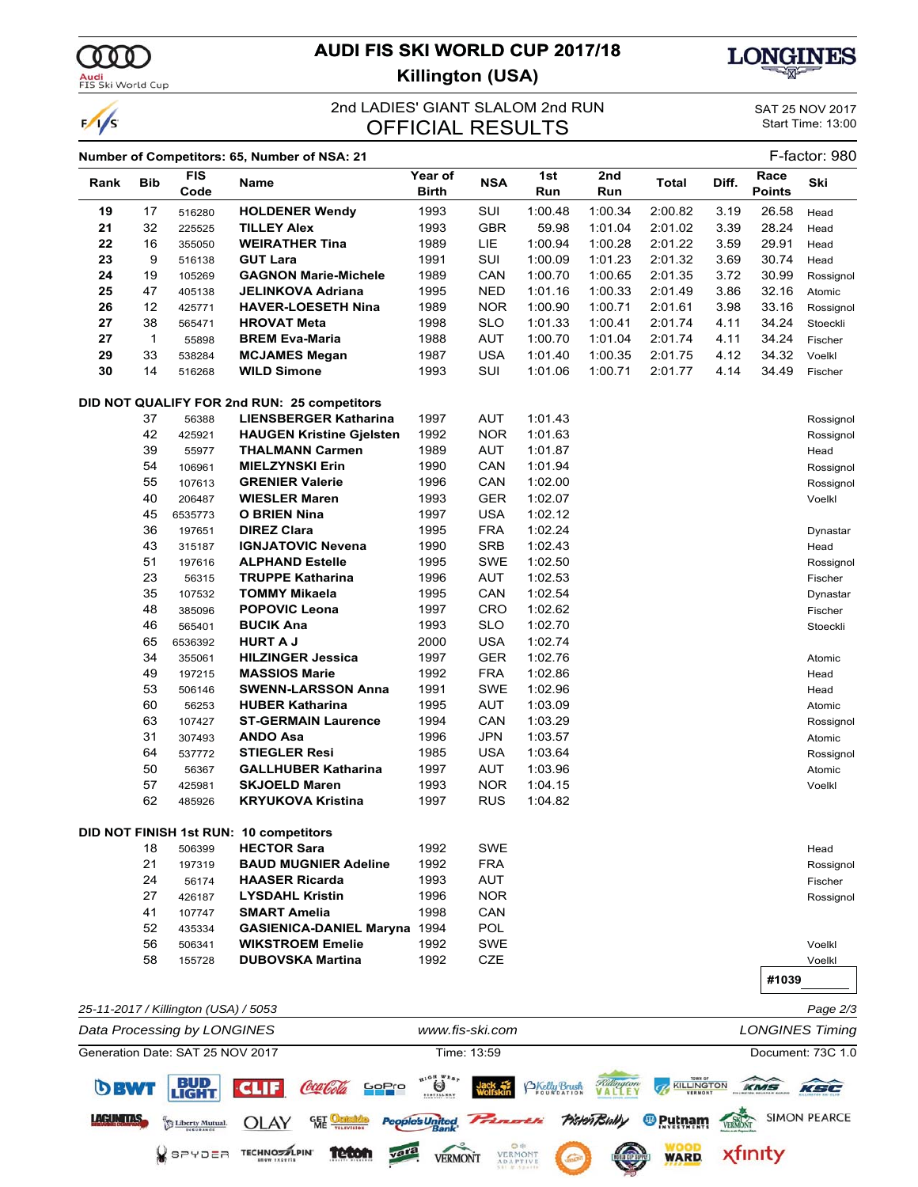# AUDI FIS SKI WORLD CUP 2017/18

**Killington (USA)**

2nd LADIES' GIANT SLALOM 2nd RUN

## OFFICIAL RESULTS

SAT 25 NOV 2017
Start Time: 13:00

**Number of Competitors: 65, Number of NSA: 21** F-factor: 980

| Rank | Bib | FIS Code | Name | Year of Birth | NSA | 1st Run | 2nd Run | Total | Diff. | Race Points | Ski |
|---|---|---|---|---|---|---|---|---|---|---|---|
| **19** | 17 | 516280 | **HOLDENER Wendy** | 1993 | SUI | 1:00.48 | 1:00.34 | 2:00.82 | 3.19 | 26.58 | Head |
| **21** | 32 | 225525 | **TILLEY Alex** | 1993 | GBR | 59.98 | 1:01.04 | 2:01.02 | 3.39 | 28.24 | Head |
| **22** | 16 | 355050 | **WEIRATHER Tina** | 1989 | LIE | 1:00.94 | 1:00.28 | 2:01.22 | 3.59 | 29.91 | Head |
| **23** | 9 | 516138 | **GUT Lara** | 1991 | SUI | 1:00.09 | 1:01.23 | 2:01.32 | 3.69 | 30.74 | Head |
| **24** | 19 | 105269 | **GAGNON Marie-Michele** | 1989 | CAN | 1:00.70 | 1:00.65 | 2:01.35 | 3.72 | 30.99 | Rossignol |
| **25** | 47 | 405138 | **JELINKOVA Adriana** | 1995 | NED | 1:01.16 | 1:00.33 | 2:01.49 | 3.86 | 32.16 | Atomic |
| **26** | 12 | 425771 | **HAVER-LOESETH Nina** | 1989 | NOR | 1:00.90 | 1:00.71 | 2:01.61 | 3.98 | 33.16 | Rossignol |
| **27** | 38 | 565471 | **HROVAT Meta** | 1998 | SLO | 1:01.33 | 1:00.41 | 2:01.74 | 4.11 | 34.24 | Stoeckli |
| **27** | 1 | 55898 | **BREM Eva-Maria** | 1988 | AUT | 1:00.70 | 1:01.04 | 2:01.74 | 4.11 | 34.24 | Fischer |
| **29** | 33 | 538284 | **MCJAMES Megan** | 1987 | USA | 1:01.40 | 1:00.35 | 2:01.75 | 4.12 | 34.32 | Voelkl |
| **30** | 14 | 516268 | **WILD Simone** | 1993 | SUI | 1:01.06 | 1:00.71 | 2:01.77 | 4.14 | 34.49 | Fischer |

**DID NOT QUALIFY FOR 2nd RUN: 25 competitors**

| Bib | FIS Code | Name | Year of Birth | NSA | 1st Run | Ski |
|---|---|---|---|---|---|---|
| 37 | 56388 | **LIENSBERGER Katharina** | 1997 | AUT | 1:01.43 | Rossignol |
| 42 | 425921 | **HAUGEN Kristine Gjelsten** | 1992 | NOR | 1:01.63 | Rossignol |
| 39 | 55977 | **THALMANN Carmen** | 1989 | AUT | 1:01.87 | Head |
| 54 | 106961 | **MIELZYNSKI Erin** | 1990 | CAN | 1:01.94 | Rossignol |
| 55 | 107613 | **GRENIER Valerie** | 1996 | CAN | 1:02.00 | Rossignol |
| 40 | 206487 | **WIESLER Maren** | 1993 | GER | 1:02.07 | Voelkl |
| 45 | 6535773 | **O BRIEN Nina** | 1997 | USA | 1:02.12 | |
| 36 | 197651 | **DIREZ Clara** | 1995 | FRA | 1:02.24 | Dynastar |
| 43 | 315187 | **IGNJATOVIC Nevena** | 1990 | SRB | 1:02.43 | Head |
| 51 | 197616 | **ALPHAND Estelle** | 1995 | SWE | 1:02.50 | Rossignol |
| 23 | 56315 | **TRUPPE Katharina** | 1996 | AUT | 1:02.53 | Fischer |
| 35 | 107532 | **TOMMY Mikaela** | 1995 | CAN | 1:02.54 | Dynastar |
| 48 | 385096 | **POPOVIC Leona** | 1997 | CRO | 1:02.62 | Fischer |
| 46 | 565401 | **BUCIK Ana** | 1993 | SLO | 1:02.70 | Stoeckli |
| 65 | 6536392 | **HURT A J** | 2000 | USA | 1:02.74 | |
| 34 | 355061 | **HILZINGER Jessica** | 1997 | GER | 1:02.76 | Atomic |
| 49 | 197215 | **MASSIOS Marie** | 1992 | FRA | 1:02.86 | Head |
| 53 | 506146 | **SWENN-LARSSON Anna** | 1991 | SWE | 1:02.96 | Head |
| 60 | 56253 | **HUBER Katharina** | 1995 | AUT | 1:03.09 | Atomic |
| 63 | 107427 | **ST-GERMAIN Laurence** | 1994 | CAN | 1:03.29 | Rossignol |
| 31 | 307493 | **ANDO Asa** | 1996 | JPN | 1:03.57 | Atomic |
| 64 | 537772 | **STIEGLER Resi** | 1985 | USA | 1:03.64 | Rossignol |
| 50 | 56367 | **GALLHUBER Katharina** | 1997 | AUT | 1:03.96 | Atomic |
| 57 | 425981 | **SKJOELD Maren** | 1993 | NOR | 1:04.15 | Voelkl |
| 62 | 485926 | **KRYUKOVA Kristina** | 1997 | RUS | 1:04.82 | |

**DID NOT FINISH 1st RUN: 10 competitors**

| Bib | FIS Code | Name | Year of Birth | NSA | Ski |
|---|---|---|---|---|---|
| 18 | 506399 | **HECTOR Sara** | 1992 | SWE | Head |
| 21 | 197319 | **BAUD MUGNIER Adeline** | 1992 | FRA | Rossignol |
| 24 | 56174 | **HAASER Ricarda** | 1993 | AUT | Fischer |
| 27 | 426187 | **LYSDAHL Kristin** | 1996 | NOR | Rossignol |
| 41 | 107747 | **SMART Amelia** | 1998 | CAN | |
| 52 | 435334 | **GASIENICA-DANIEL Maryna** | 1994 | POL | |
| 56 | 506341 | **WIKSTROEM Emelie** | 1992 | SWE | Voelkl |
| 58 | 155728 | **DUBOVSKA Martina** | 1992 | CZE | Voelkl |

**#1039**

*25-11-2017 / Killington (USA) / 5053*

*Data Processing by LONGINES* — *www.fis-ski.com* — *LONGINES Timing*

Generation Date: SAT 25 NOV 2017 — Time: 13:59 — Document: 73C 1.0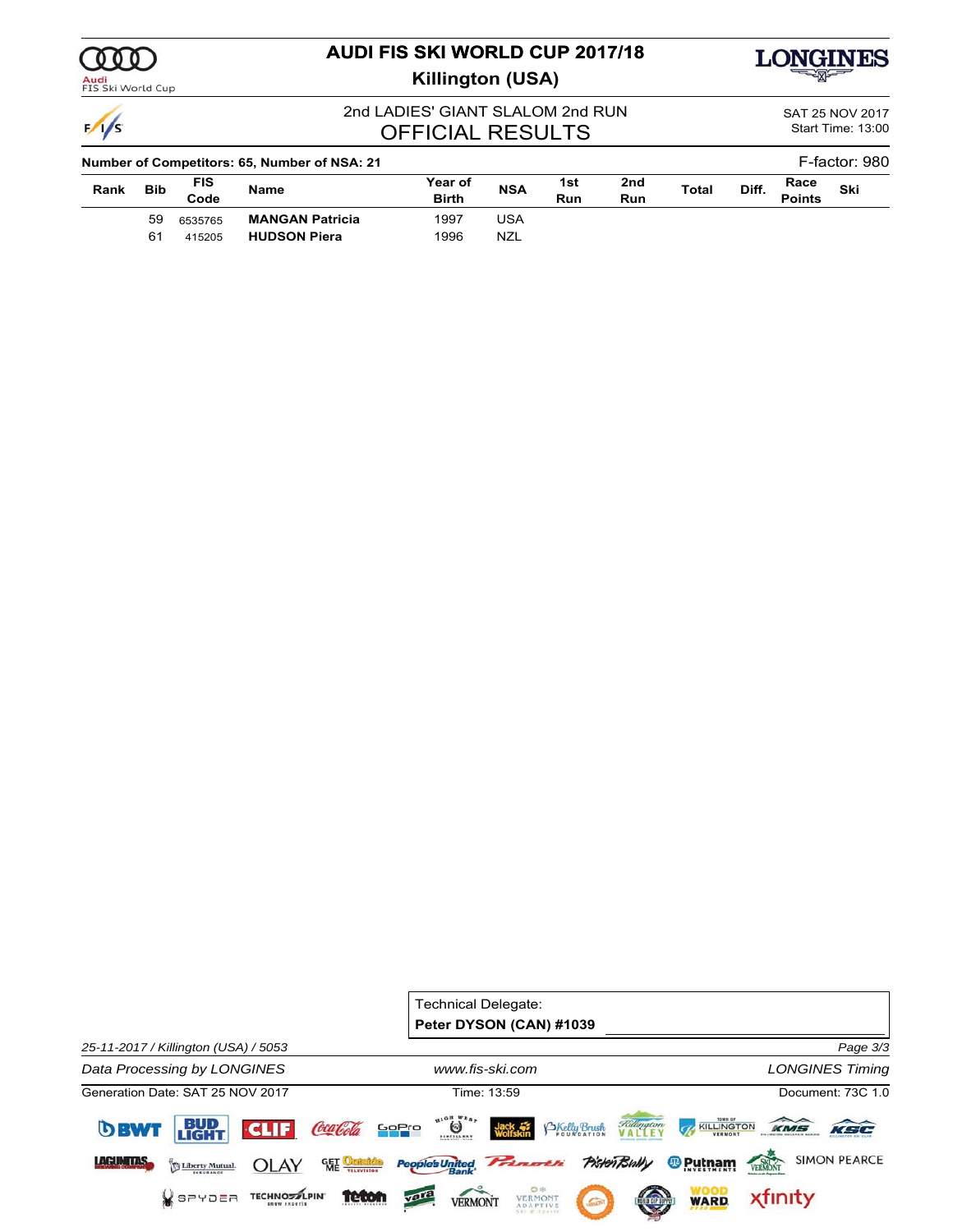# AUDI FIS SKI WORLD CUP 2017/18

## Killington (USA)

2nd LADIES' GIANT SLALOM 2nd RUN

OFFICIAL RESULTS

SAT 25 NOV 2017
Start Time: 13:00

**Number of Competitors: 65, Number of NSA: 21**

F-factor: 980

| Rank | Bib | FIS Code | Name | Year of Birth | NSA | 1st Run | 2nd Run | Total | Diff. | Race Points | Ski |
|---|---|---|---|---|---|---|---|---|---|---|---|
| | 59 | 6535765 | **MANGAN Patricia** | 1997 | USA | | | | | | |
| | 61 | 415205 | **HUDSON Piera** | 1996 | NZL | | | | | | |

Technical Delegate:
**Peter DYSON (CAN) #1039**

*25-11-2017 / Killington (USA) / 5053*

*Data Processing by LONGINES* — *www.fis-ski.com* — *LONGINES Timing*

Generation Date: SAT 25 NOV 2017 — Time: 13:59 — Document: 73C 1.0